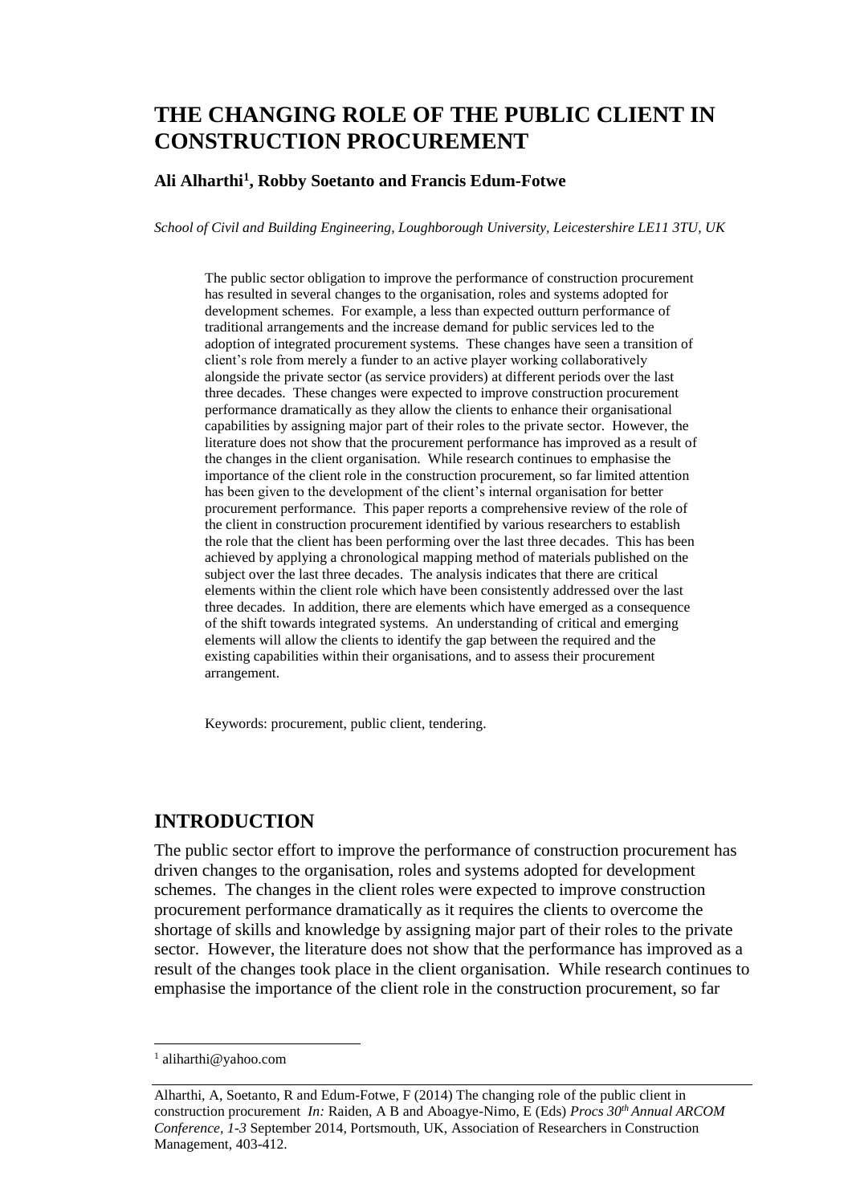# THE CHANGING ROLE OF THE PUBLIC CLIENT IN CONSTRUCTION PROCUREMENT

**Ali Alharthi[1], Robby Soetanto and Francis Edum-Fotwe**

*School of Civil and Building Engineering, Loughborough University, Leicestershire LE11 3TU, UK*

The public sector obligation to improve the performance of construction procurement has resulted in several changes to the organisation, roles and systems adopted for development schemes. For example, a less than expected outturn performance of traditional arrangements and the increase demand for public services led to the adoption of integrated procurement systems. These changes have seen a transition of client's role from merely a funder to an active player working collaboratively alongside the private sector (as service providers) at different periods over the last three decades. These changes were expected to improve construction procurement performance dramatically as they allow the clients to enhance their organisational capabilities by assigning major part of their roles to the private sector. However, the literature does not show that the procurement performance has improved as a result of the changes in the client organisation. While research continues to emphasise the importance of the client role in the construction procurement, so far limited attention has been given to the development of the client's internal organisation for better procurement performance. This paper reports a comprehensive review of the role of the client in construction procurement identified by various researchers to establish the role that the client has been performing over the last three decades. This has been achieved by applying a chronological mapping method of materials published on the subject over the last three decades. The analysis indicates that there are critical elements within the client role which have been consistently addressed over the last three decades. In addition, there are elements which have emerged as a consequence of the shift towards integrated systems. An understanding of critical and emerging elements will allow the clients to identify the gap between the required and the existing capabilities within their organisations, and to assess their procurement arrangement.

Keywords: procurement, public client, tendering.

## INTRODUCTION

The public sector effort to improve the performance of construction procurement has driven changes to the organisation, roles and systems adopted for development schemes. The changes in the client roles were expected to improve construction procurement performance dramatically as it requires the clients to overcome the shortage of skills and knowledge by assigning major part of their roles to the private sector. However, the literature does not show that the performance has improved as a result of the changes took place in the client organisation. While research continues to emphasise the importance of the client role in the construction procurement, so far

---

[1] aliharthi@yahoo.com

Alharthi, A, Soetanto, R and Edum-Fotwe, F (2014) The changing role of the public client in construction procurement *In:* Raiden, A B and Aboagye-Nimo, E (Eds) *Procs 30th Annual ARCOM Conference, 1-3* September 2014, Portsmouth, UK, Association of Researchers in Construction Management, 403-412.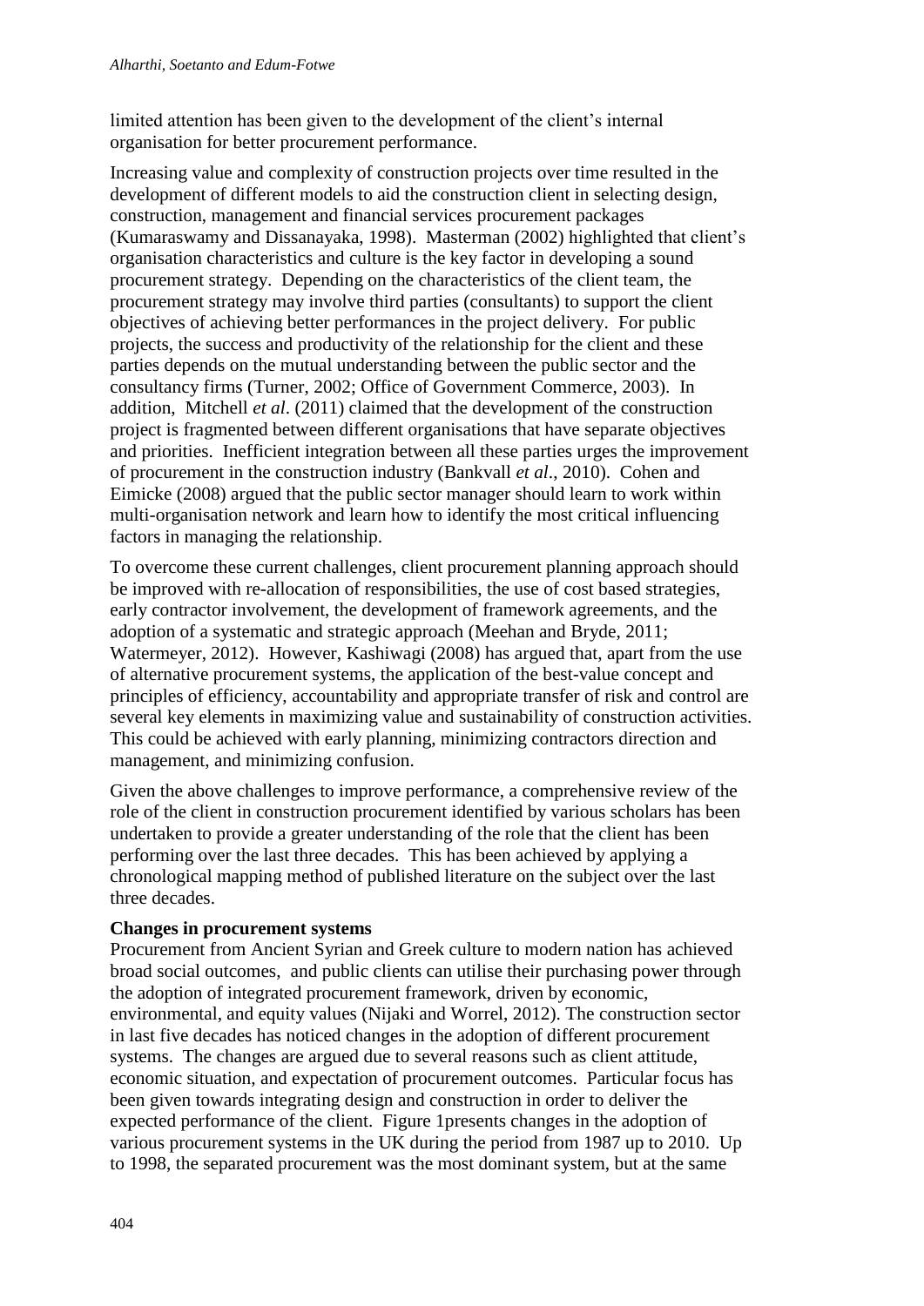limited attention has been given to the development of the client's internal organisation for better procurement performance.

Increasing value and complexity of construction projects over time resulted in the development of different models to aid the construction client in selecting design, construction, management and financial services procurement packages (Kumaraswamy and Dissanayaka, 1998). Masterman (2002) highlighted that client's organisation characteristics and culture is the key factor in developing a sound procurement strategy. Depending on the characteristics of the client team, the procurement strategy may involve third parties (consultants) to support the client objectives of achieving better performances in the project delivery. For public projects, the success and productivity of the relationship for the client and these parties depends on the mutual understanding between the public sector and the consultancy firms (Turner, 2002; Office of Government Commerce, 2003). In addition, Mitchell *et al*. (2011) claimed that the development of the construction project is fragmented between different organisations that have separate objectives and priorities. Inefficient integration between all these parties urges the improvement of procurement in the construction industry (Bankvall *et al*., 2010). Cohen and Eimicke (2008) argued that the public sector manager should learn to work within multi-organisation network and learn how to identify the most critical influencing factors in managing the relationship.

To overcome these current challenges, client procurement planning approach should be improved with re-allocation of responsibilities, the use of cost based strategies, early contractor involvement, the development of framework agreements, and the adoption of a systematic and strategic approach (Meehan and Bryde, 2011; Watermeyer, 2012). However, Kashiwagi (2008) has argued that, apart from the use of alternative procurement systems, the application of the best-value concept and principles of efficiency, accountability and appropriate transfer of risk and control are several key elements in maximizing value and sustainability of construction activities. This could be achieved with early planning, minimizing contractors direction and management, and minimizing confusion.

Given the above challenges to improve performance, a comprehensive review of the role of the client in construction procurement identified by various scholars has been undertaken to provide a greater understanding of the role that the client has been performing over the last three decades. This has been achieved by applying a chronological mapping method of published literature on the subject over the last three decades.

**Changes in procurement systems**

Procurement from Ancient Syrian and Greek culture to modern nation has achieved broad social outcomes, and public clients can utilise their purchasing power through the adoption of integrated procurement framework, driven by economic, environmental, and equity values (Nijaki and Worrel, 2012). The construction sector in last five decades has noticed changes in the adoption of different procurement systems. The changes are argued due to several reasons such as client attitude, economic situation, and expectation of procurement outcomes. Particular focus has been given towards integrating design and construction in order to deliver the expected performance of the client. Figure 1presents changes in the adoption of various procurement systems in the UK during the period from 1987 up to 2010. Up to 1998, the separated procurement was the most dominant system, but at the same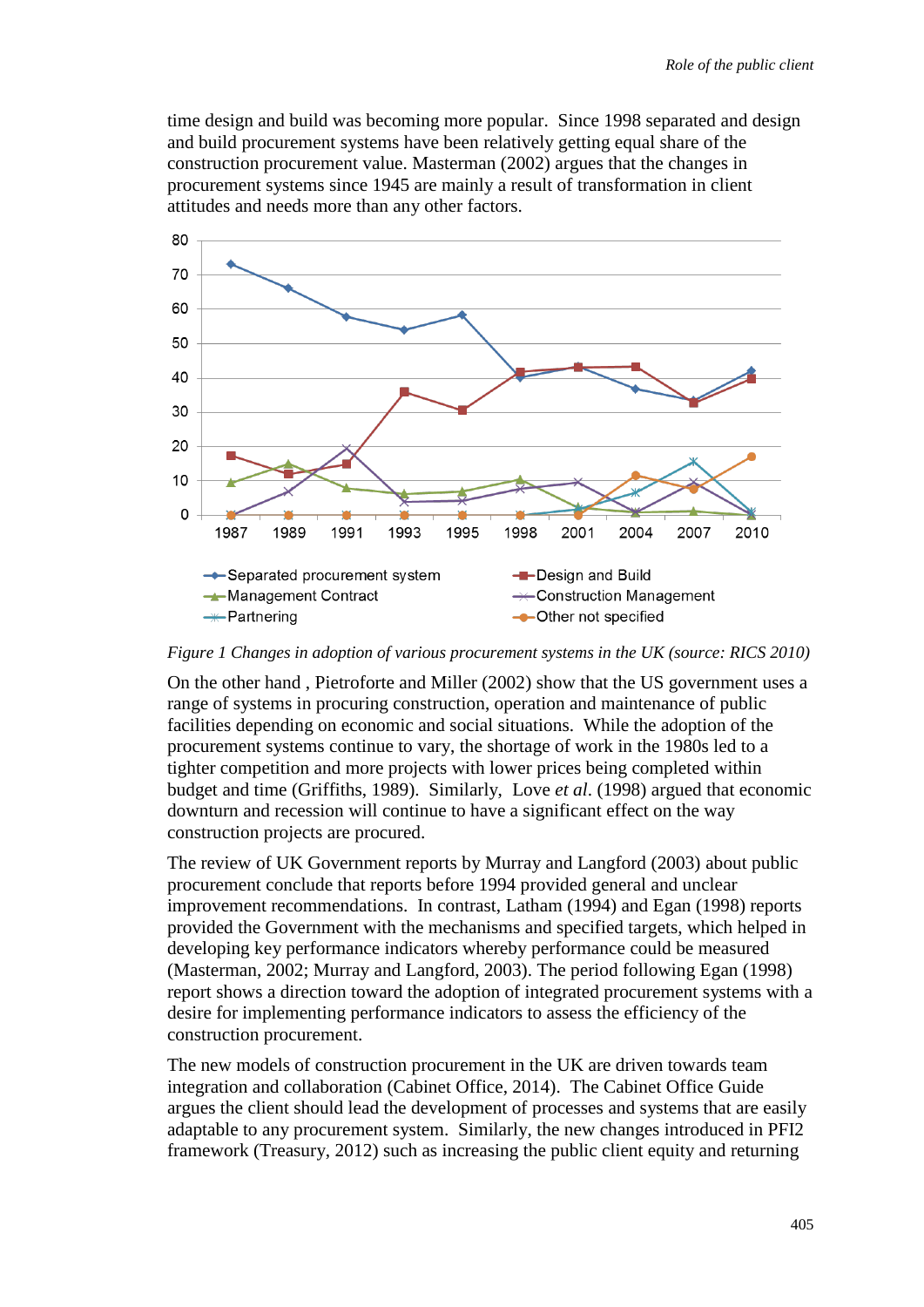time design and build was becoming more popular. Since 1998 separated and design and build procurement systems have been relatively getting equal share of the construction procurement value. Masterman (2002) argues that the changes in procurement systems since 1945 are mainly a result of transformation in client attitudes and needs more than any other factors.

*Figure 1 Changes in adoption of various procurement systems in the UK (source: RICS 2010)*

On the other hand , Pietroforte and Miller (2002) show that the US government uses a range of systems in procuring construction, operation and maintenance of public facilities depending on economic and social situations. While the adoption of the procurement systems continue to vary, the shortage of work in the 1980s led to a tighter competition and more projects with lower prices being completed within budget and time (Griffiths, 1989). Similarly, Love *et al*. (1998) argued that economic downturn and recession will continue to have a significant effect on the way construction projects are procured.

The review of UK Government reports by Murray and Langford (2003) about public procurement conclude that reports before 1994 provided general and unclear improvement recommendations. In contrast, Latham (1994) and Egan (1998) reports provided the Government with the mechanisms and specified targets, which helped in developing key performance indicators whereby performance could be measured (Masterman, 2002; Murray and Langford, 2003). The period following Egan (1998) report shows a direction toward the adoption of integrated procurement systems with a desire for implementing performance indicators to assess the efficiency of the construction procurement.

The new models of construction procurement in the UK are driven towards team integration and collaboration (Cabinet Office, 2014). The Cabinet Office Guide argues the client should lead the development of processes and systems that are easily adaptable to any procurement system. Similarly, the new changes introduced in PFI2 framework (Treasury, 2012) such as increasing the public client equity and returning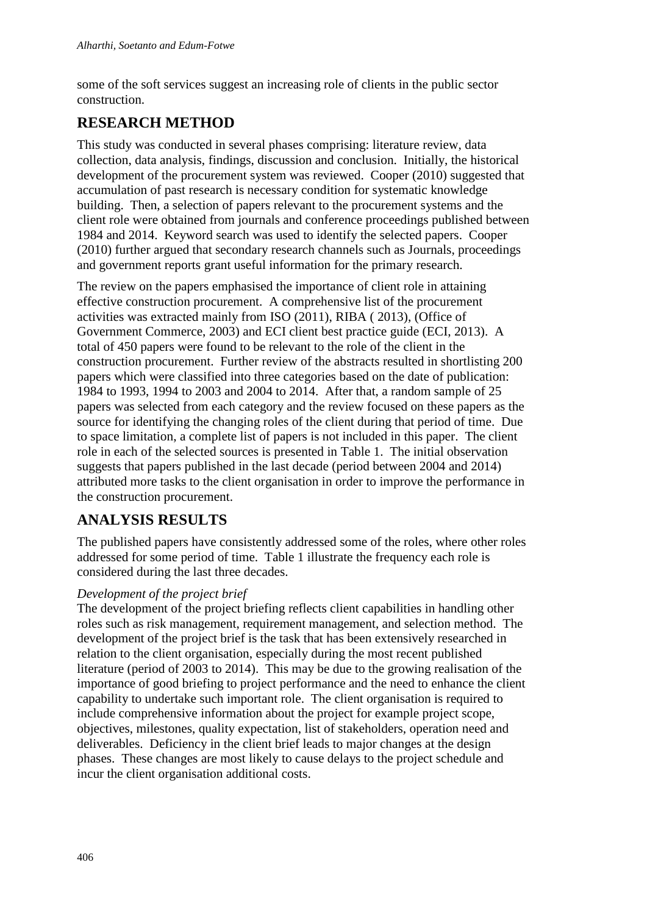some of the soft services suggest an increasing role of clients in the public sector construction.

## RESEARCH METHOD

This study was conducted in several phases comprising: literature review, data collection, data analysis, findings, discussion and conclusion. Initially, the historical development of the procurement system was reviewed. Cooper (2010) suggested that accumulation of past research is necessary condition for systematic knowledge building. Then, a selection of papers relevant to the procurement systems and the client role were obtained from journals and conference proceedings published between 1984 and 2014. Keyword search was used to identify the selected papers. Cooper (2010) further argued that secondary research channels such as Journals, proceedings and government reports grant useful information for the primary research.

The review on the papers emphasised the importance of client role in attaining effective construction procurement. A comprehensive list of the procurement activities was extracted mainly from ISO (2011), RIBA ( 2013), (Office of Government Commerce, 2003) and ECI client best practice guide (ECI, 2013). A total of 450 papers were found to be relevant to the role of the client in the construction procurement. Further review of the abstracts resulted in shortlisting 200 papers which were classified into three categories based on the date of publication: 1984 to 1993, 1994 to 2003 and 2004 to 2014. After that, a random sample of 25 papers was selected from each category and the review focused on these papers as the source for identifying the changing roles of the client during that period of time. Due to space limitation, a complete list of papers is not included in this paper. The client role in each of the selected sources is presented in Table 1. The initial observation suggests that papers published in the last decade (period between 2004 and 2014) attributed more tasks to the client organisation in order to improve the performance in the construction procurement.

## ANALYSIS RESULTS

The published papers have consistently addressed some of the roles, where other roles addressed for some period of time. Table 1 illustrate the frequency each role is considered during the last three decades.

*Development of the project brief*

The development of the project briefing reflects client capabilities in handling other roles such as risk management, requirement management, and selection method. The development of the project brief is the task that has been extensively researched in relation to the client organisation, especially during the most recent published literature (period of 2003 to 2014). This may be due to the growing realisation of the importance of good briefing to project performance and the need to enhance the client capability to undertake such important role. The client organisation is required to include comprehensive information about the project for example project scope, objectives, milestones, quality expectation, list of stakeholders, operation need and deliverables. Deficiency in the client brief leads to major changes at the design phases. These changes are most likely to cause delays to the project schedule and incur the client organisation additional costs.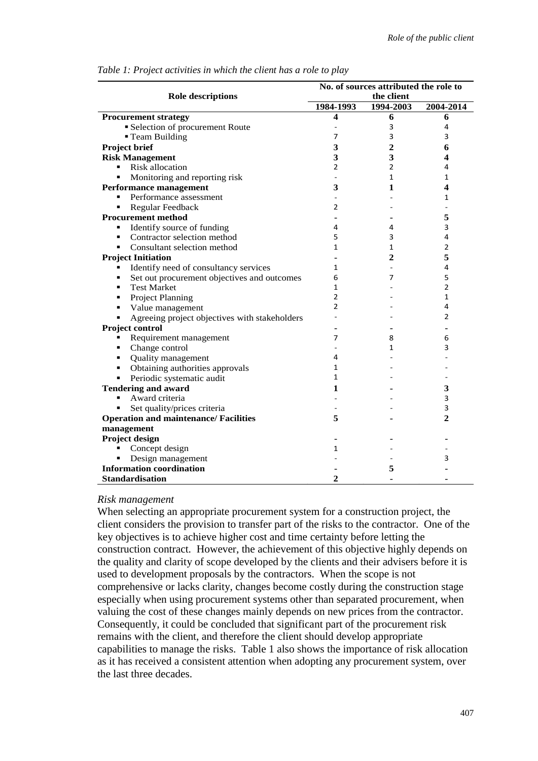*Table 1: Project activities in which the client has a role to play*

| Role descriptions | No. of sources attributed the role to the client | | |
|---|---|---|---|
| | 1984-1993 | 1994-2003 | 2004-2014 |
| **Procurement strategy** | **4** | **6** | **6** |
| ▪ Selection of procurement Route | - | 3 | 4 |
| ▪ Team Building | 7 | 3 | 3 |
| **Project brief** | **3** | **2** | **6** |
| **Risk Management** | **3** | **3** | **4** |
| ▪ Risk allocation | 2 | 2 | 4 |
| ▪ Monitoring and reporting risk | - | 1 | 1 |
| **Performance management** | **3** | **1** | **4** |
| ▪ Performance assessment | - | - | 1 |
| ▪ Regular Feedback | 2 | - | - |
| **Procurement method** | **-** | **-** | **5** |
| ▪ Identify source of funding | 4 | 4 | 3 |
| ▪ Contractor selection method | 5 | 3 | 4 |
| ▪ Consultant selection method | 1 | 1 | 2 |
| **Project Initiation** | **-** | **2** | **5** |
| ▪ Identify need of consultancy services | 1 | - | 4 |
| ▪ Set out procurement objectives and outcomes | 6 | 7 | 5 |
| ▪ Test Market | 1 | - | 2 |
| ▪ Project Planning | 2 | - | 1 |
| ▪ Value management | 2 | - | 4 |
| ▪ Agreeing project objectives with stakeholders | - | - | 2 |
| **Project control** | **-** | **-** | **-** |
| ▪ Requirement management | 7 | 8 | 6 |
| ▪ Change control | - | 1 | 3 |
| ▪ Quality management | 4 | - | - |
| ▪ Obtaining authorities approvals | 1 | - | - |
| ▪ Periodic systematic audit | 1 | - | - |
| **Tendering and award** | **1** | **-** | **3** |
| ▪ Award criteria | - | - | 3 |
| ▪ Set quality/prices criteria | - | - | 3 |
| **Operation and maintenance/ Facilities management** | **5** | **-** | **2** |
| **Project design** | **-** | **-** | **-** |
| ▪ Concept design | 1 | - | - |
| ▪ Design management | - | - | 3 |
| **Information coordination** | **-** | **5** | **-** |
| **Standardisation** | **2** | **-** | **-** |

*Risk management*

When selecting an appropriate procurement system for a construction project, the client considers the provision to transfer part of the risks to the contractor. One of the key objectives is to achieve higher cost and time certainty before letting the construction contract. However, the achievement of this objective highly depends on the quality and clarity of scope developed by the clients and their advisers before it is used to development proposals by the contractors. When the scope is not comprehensive or lacks clarity, changes become costly during the construction stage especially when using procurement systems other than separated procurement, when valuing the cost of these changes mainly depends on new prices from the contractor. Consequently, it could be concluded that significant part of the procurement risk remains with the client, and therefore the client should develop appropriate capabilities to manage the risks. Table 1 also shows the importance of risk allocation as it has received a consistent attention when adopting any procurement system, over the last three decades.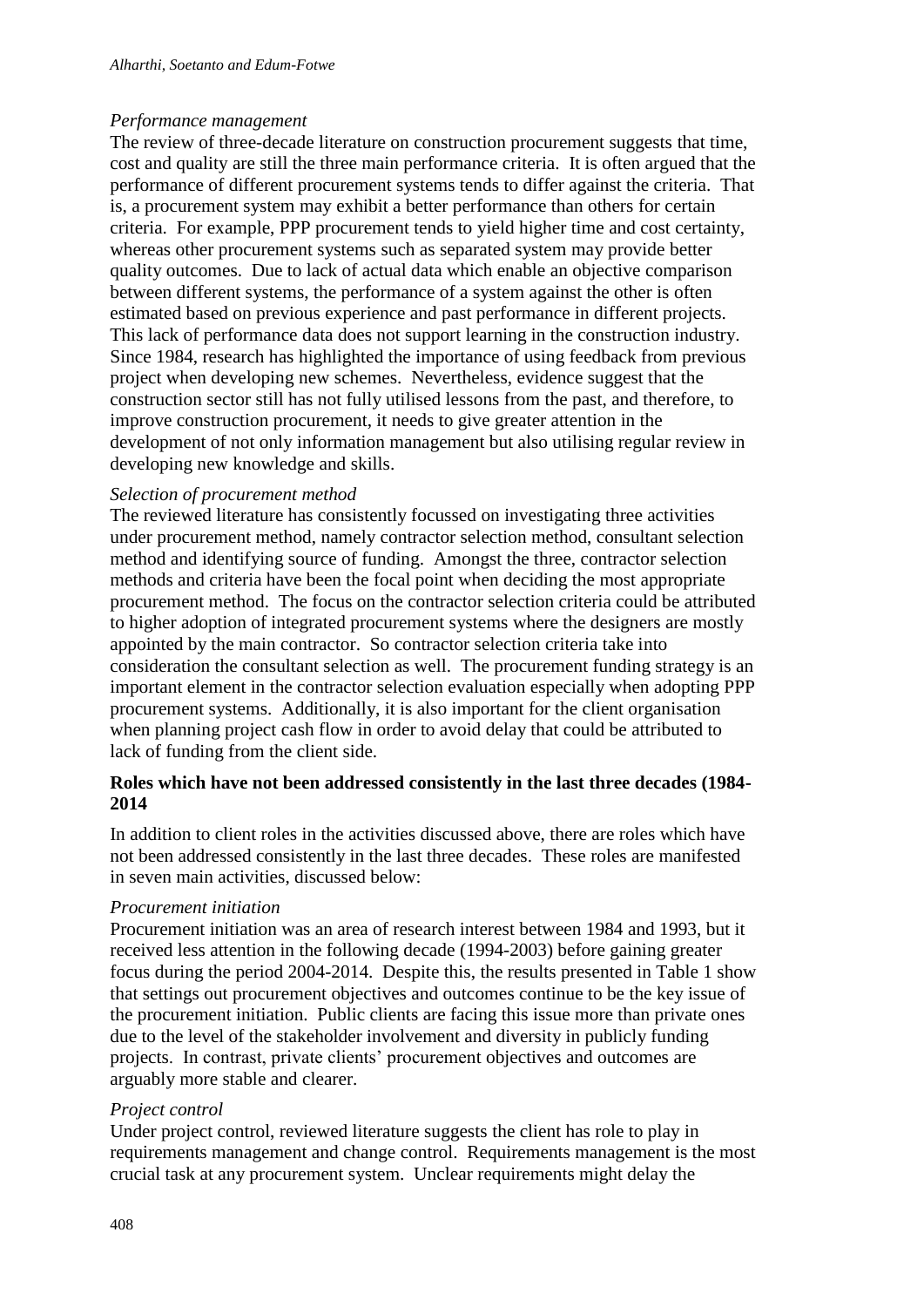*Performance management*

The review of three-decade literature on construction procurement suggests that time, cost and quality are still the three main performance criteria. It is often argued that the performance of different procurement systems tends to differ against the criteria. That is, a procurement system may exhibit a better performance than others for certain criteria. For example, PPP procurement tends to yield higher time and cost certainty, whereas other procurement systems such as separated system may provide better quality outcomes. Due to lack of actual data which enable an objective comparison between different systems, the performance of a system against the other is often estimated based on previous experience and past performance in different projects. This lack of performance data does not support learning in the construction industry. Since 1984, research has highlighted the importance of using feedback from previous project when developing new schemes. Nevertheless, evidence suggest that the construction sector still has not fully utilised lessons from the past, and therefore, to improve construction procurement, it needs to give greater attention in the development of not only information management but also utilising regular review in developing new knowledge and skills.

*Selection of procurement method*

The reviewed literature has consistently focussed on investigating three activities under procurement method, namely contractor selection method, consultant selection method and identifying source of funding. Amongst the three, contractor selection methods and criteria have been the focal point when deciding the most appropriate procurement method. The focus on the contractor selection criteria could be attributed to higher adoption of integrated procurement systems where the designers are mostly appointed by the main contractor. So contractor selection criteria take into consideration the consultant selection as well. The procurement funding strategy is an important element in the contractor selection evaluation especially when adopting PPP procurement systems. Additionally, it is also important for the client organisation when planning project cash flow in order to avoid delay that could be attributed to lack of funding from the client side.

**Roles which have not been addressed consistently in the last three decades (1984-2014**

In addition to client roles in the activities discussed above, there are roles which have not been addressed consistently in the last three decades. These roles are manifested in seven main activities, discussed below:

*Procurement initiation*

Procurement initiation was an area of research interest between 1984 and 1993, but it received less attention in the following decade (1994-2003) before gaining greater focus during the period 2004-2014. Despite this, the results presented in Table 1 show that settings out procurement objectives and outcomes continue to be the key issue of the procurement initiation. Public clients are facing this issue more than private ones due to the level of the stakeholder involvement and diversity in publicly funding projects. In contrast, private clients' procurement objectives and outcomes are arguably more stable and clearer.

*Project control*

Under project control, reviewed literature suggests the client has role to play in requirements management and change control. Requirements management is the most crucial task at any procurement system. Unclear requirements might delay the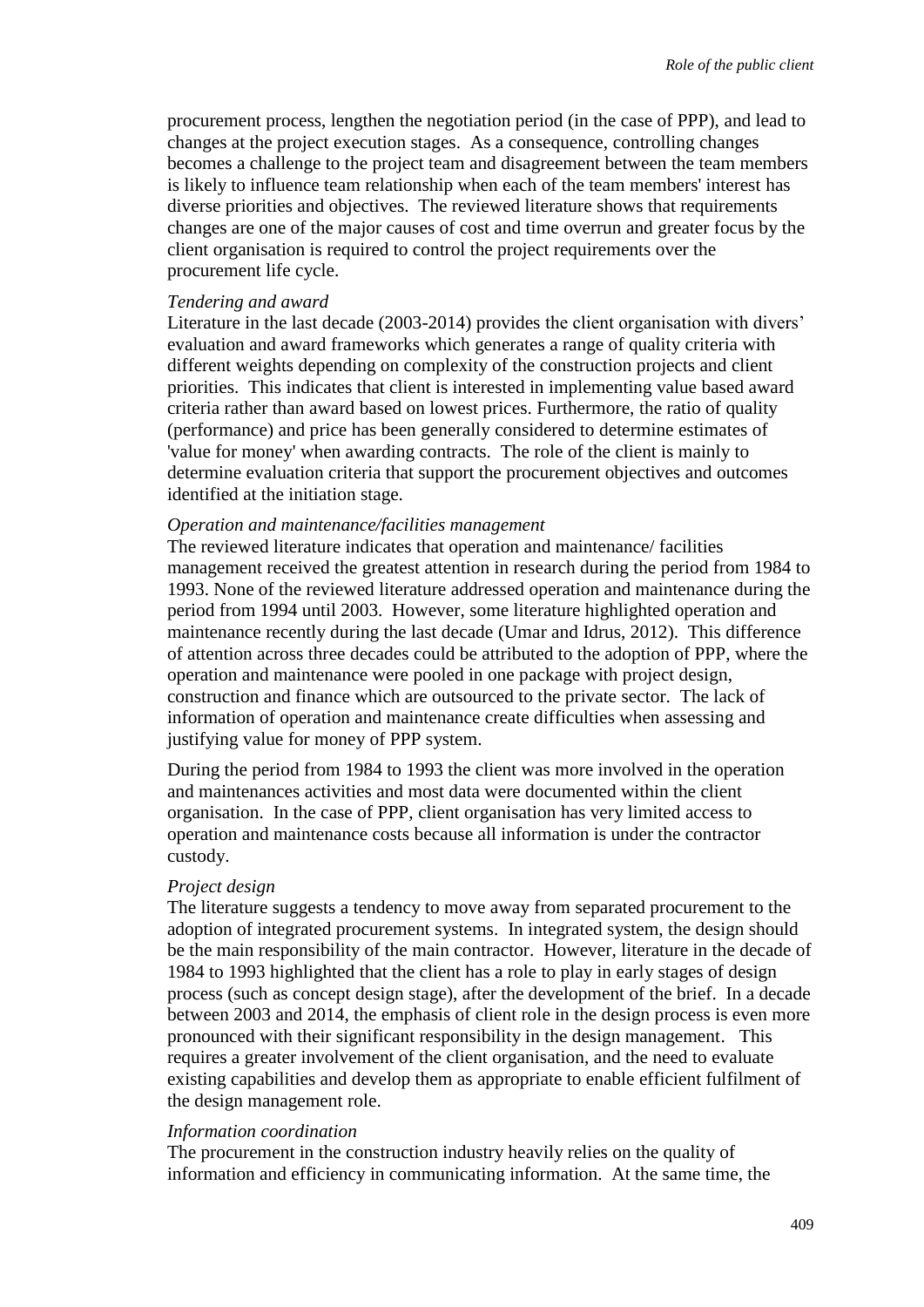procurement process, lengthen the negotiation period (in the case of PPP), and lead to changes at the project execution stages. As a consequence, controlling changes becomes a challenge to the project team and disagreement between the team members is likely to influence team relationship when each of the team members' interest has diverse priorities and objectives. The reviewed literature shows that requirements changes are one of the major causes of cost and time overrun and greater focus by the client organisation is required to control the project requirements over the procurement life cycle.

*Tendering and award*

Literature in the last decade (2003-2014) provides the client organisation with divers' evaluation and award frameworks which generates a range of quality criteria with different weights depending on complexity of the construction projects and client priorities. This indicates that client is interested in implementing value based award criteria rather than award based on lowest prices. Furthermore, the ratio of quality (performance) and price has been generally considered to determine estimates of 'value for money' when awarding contracts. The role of the client is mainly to determine evaluation criteria that support the procurement objectives and outcomes identified at the initiation stage.

*Operation and maintenance/facilities management*

The reviewed literature indicates that operation and maintenance/ facilities management received the greatest attention in research during the period from 1984 to 1993. None of the reviewed literature addressed operation and maintenance during the period from 1994 until 2003. However, some literature highlighted operation and maintenance recently during the last decade (Umar and Idrus, 2012). This difference of attention across three decades could be attributed to the adoption of PPP, where the operation and maintenance were pooled in one package with project design, construction and finance which are outsourced to the private sector. The lack of information of operation and maintenance create difficulties when assessing and justifying value for money of PPP system.

During the period from 1984 to 1993 the client was more involved in the operation and maintenances activities and most data were documented within the client organisation. In the case of PPP, client organisation has very limited access to operation and maintenance costs because all information is under the contractor custody.

*Project design*

The literature suggests a tendency to move away from separated procurement to the adoption of integrated procurement systems. In integrated system, the design should be the main responsibility of the main contractor. However, literature in the decade of 1984 to 1993 highlighted that the client has a role to play in early stages of design process (such as concept design stage), after the development of the brief. In a decade between 2003 and 2014, the emphasis of client role in the design process is even more pronounced with their significant responsibility in the design management. This requires a greater involvement of the client organisation, and the need to evaluate existing capabilities and develop them as appropriate to enable efficient fulfilment of the design management role.

*Information coordination*

The procurement in the construction industry heavily relies on the quality of information and efficiency in communicating information. At the same time, the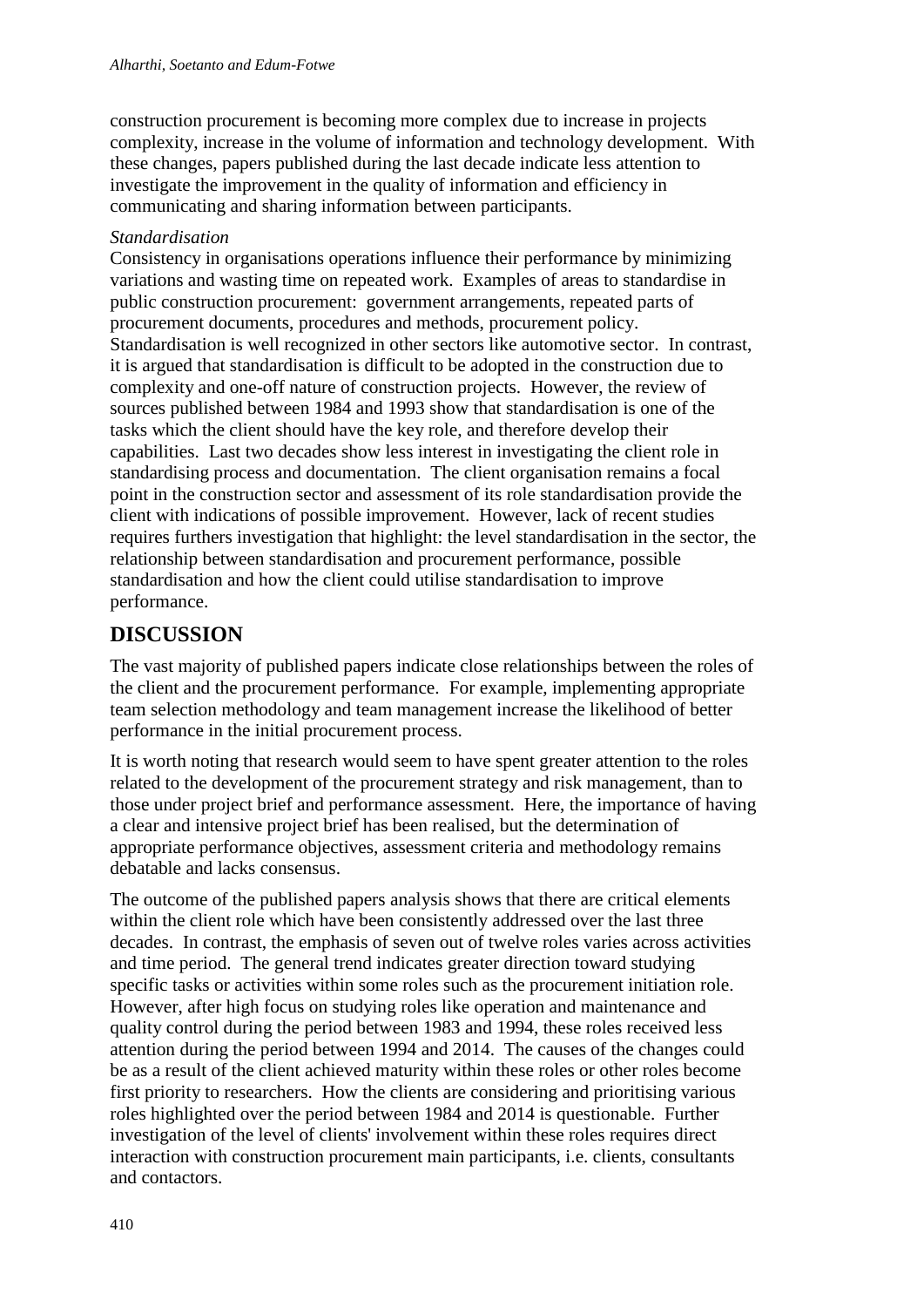construction procurement is becoming more complex due to increase in projects complexity, increase in the volume of information and technology development. With these changes, papers published during the last decade indicate less attention to investigate the improvement in the quality of information and efficiency in communicating and sharing information between participants.

*Standardisation*

Consistency in organisations operations influence their performance by minimizing variations and wasting time on repeated work. Examples of areas to standardise in public construction procurement: government arrangements, repeated parts of procurement documents, procedures and methods, procurement policy. Standardisation is well recognized in other sectors like automotive sector. In contrast, it is argued that standardisation is difficult to be adopted in the construction due to complexity and one-off nature of construction projects. However, the review of sources published between 1984 and 1993 show that standardisation is one of the tasks which the client should have the key role, and therefore develop their capabilities. Last two decades show less interest in investigating the client role in standardising process and documentation. The client organisation remains a focal point in the construction sector and assessment of its role standardisation provide the client with indications of possible improvement. However, lack of recent studies requires furthers investigation that highlight: the level standardisation in the sector, the relationship between standardisation and procurement performance, possible standardisation and how the client could utilise standardisation to improve performance.

## DISCUSSION

The vast majority of published papers indicate close relationships between the roles of the client and the procurement performance. For example, implementing appropriate team selection methodology and team management increase the likelihood of better performance in the initial procurement process.

It is worth noting that research would seem to have spent greater attention to the roles related to the development of the procurement strategy and risk management, than to those under project brief and performance assessment. Here, the importance of having a clear and intensive project brief has been realised, but the determination of appropriate performance objectives, assessment criteria and methodology remains debatable and lacks consensus.

The outcome of the published papers analysis shows that there are critical elements within the client role which have been consistently addressed over the last three decades. In contrast, the emphasis of seven out of twelve roles varies across activities and time period. The general trend indicates greater direction toward studying specific tasks or activities within some roles such as the procurement initiation role. However, after high focus on studying roles like operation and maintenance and quality control during the period between 1983 and 1994, these roles received less attention during the period between 1994 and 2014. The causes of the changes could be as a result of the client achieved maturity within these roles or other roles become first priority to researchers. How the clients are considering and prioritising various roles highlighted over the period between 1984 and 2014 is questionable. Further investigation of the level of clients' involvement within these roles requires direct interaction with construction procurement main participants, i.e. clients, consultants and contactors.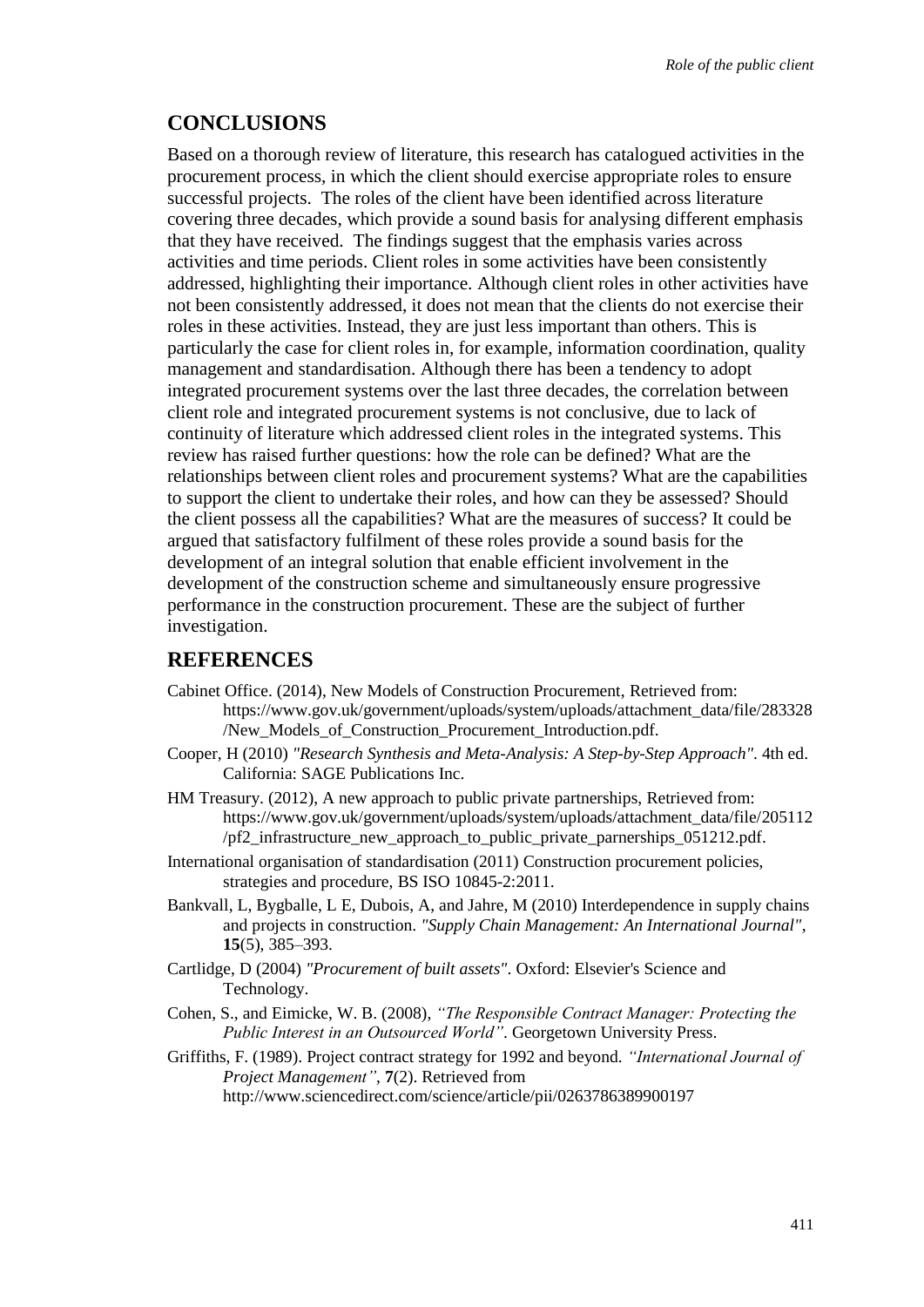## CONCLUSIONS

Based on a thorough review of literature, this research has catalogued activities in the procurement process, in which the client should exercise appropriate roles to ensure successful projects. The roles of the client have been identified across literature covering three decades, which provide a sound basis for analysing different emphasis that they have received. The findings suggest that the emphasis varies across activities and time periods. Client roles in some activities have been consistently addressed, highlighting their importance. Although client roles in other activities have not been consistently addressed, it does not mean that the clients do not exercise their roles in these activities. Instead, they are just less important than others. This is particularly the case for client roles in, for example, information coordination, quality management and standardisation. Although there has been a tendency to adopt integrated procurement systems over the last three decades, the correlation between client role and integrated procurement systems is not conclusive, due to lack of continuity of literature which addressed client roles in the integrated systems. This review has raised further questions: how the role can be defined? What are the relationships between client roles and procurement systems? What are the capabilities to support the client to undertake their roles, and how can they be assessed? Should the client possess all the capabilities? What are the measures of success? It could be argued that satisfactory fulfilment of these roles provide a sound basis for the development of an integral solution that enable efficient involvement in the development of the construction scheme and simultaneously ensure progressive performance in the construction procurement. These are the subject of further investigation.

## REFERENCES

Cabinet Office. (2014), New Models of Construction Procurement, Retrieved from: https://www.gov.uk/government/uploads/system/uploads/attachment_data/file/283328/New_Models_of_Construction_Procurement_Introduction.pdf.

Cooper, H (2010) *"Research Synthesis and Meta-Analysis: A Step-by-Step Approach"*. 4th ed. California: SAGE Publications Inc.

HM Treasury. (2012), A new approach to public private partnerships, Retrieved from: https://www.gov.uk/government/uploads/system/uploads/attachment_data/file/205112/pf2_infrastructure_new_approach_to_public_private_parnerships_051212.pdf.

International organisation of standardisation (2011) Construction procurement policies, strategies and procedure, BS ISO 10845-2:2011.

Bankvall, L, Bygballe, L E, Dubois, A, and Jahre, M (2010) Interdependence in supply chains and projects in construction. *"Supply Chain Management: An International Journal"*, **15**(5), 385–393.

Cartlidge, D (2004) *"Procurement of built assets"*. Oxford: Elsevier's Science and Technology.

Cohen, S., and Eimicke, W. B. (2008), *"The Responsible Contract Manager: Protecting the Public Interest in an Outsourced World"*. Georgetown University Press.

Griffiths, F. (1989). Project contract strategy for 1992 and beyond. *"International Journal of Project Management"*, **7**(2). Retrieved from http://www.sciencedirect.com/science/article/pii/0263786389900197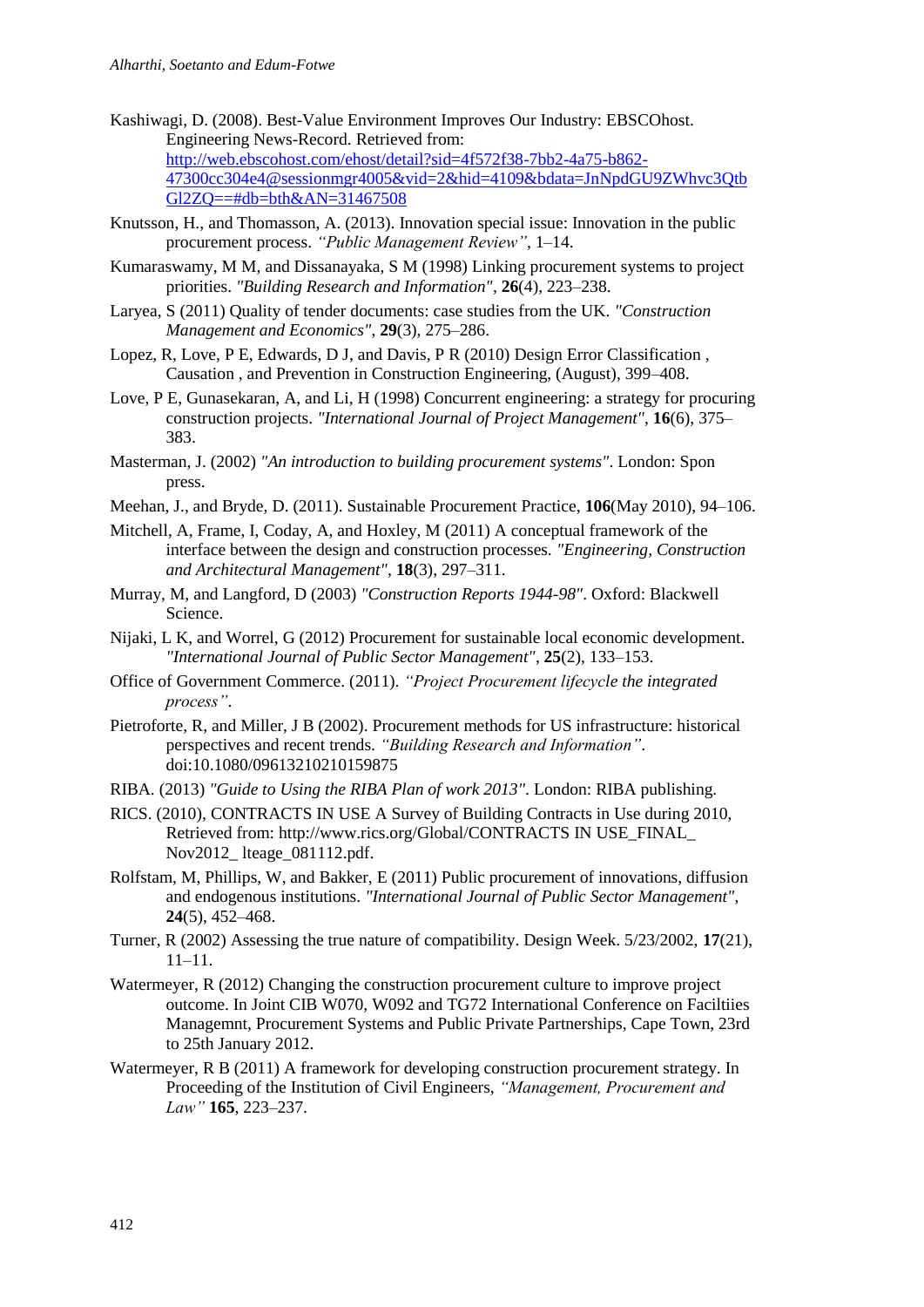Kashiwagi, D. (2008). Best-Value Environment Improves Our Industry: EBSCOhost. Engineering News-Record. Retrieved from: [http://web.ebscohost.com/ehost/detail?sid=4f572f38-7bb2-4a75-b862-47300cc304e4@sessionmgr4005&vid=2&hid=4109&bdata=JnNpdGU9ZWhvc3QtbGl2ZQ==#db=bth&AN=31467508](http://web.ebscohost.com/ehost/detail?sid=4f572f38-7bb2-4a75-b862-47300cc304e4@sessionmgr4005&vid=2&hid=4109&bdata=JnNpdGU9ZWhvc3QtbGl2ZQ==#db=bth&AN=31467508)

Knutsson, H., and Thomasson, A. (2013). Innovation special issue: Innovation in the public procurement process. *"Public Management Review"*, 1–14.

Kumaraswamy, M M, and Dissanayaka, S M (1998) Linking procurement systems to project priorities. *"Building Research and Information"*, **26**(4), 223–238.

Laryea, S (2011) Quality of tender documents: case studies from the UK. *"Construction Management and Economics"*, **29**(3), 275–286.

Lopez, R, Love, P E, Edwards, D J, and Davis, P R (2010) Design Error Classification , Causation , and Prevention in Construction Engineering, (August), 399–408.

Love, P E, Gunasekaran, A, and Li, H (1998) Concurrent engineering: a strategy for procuring construction projects. *"International Journal of Project Management"*, **16**(6), 375–383.

Masterman, J. (2002) *"An introduction to building procurement systems"*. London: Spon press.

Meehan, J., and Bryde, D. (2011). Sustainable Procurement Practice, **106**(May 2010), 94–106.

Mitchell, A, Frame, I, Coday, A, and Hoxley, M (2011) A conceptual framework of the interface between the design and construction processes. *"Engineering, Construction and Architectural Management"*, **18**(3), 297–311.

Murray, M, and Langford, D (2003) *"Construction Reports 1944-98"*. Oxford: Blackwell Science.

Nijaki, L K, and Worrel, G (2012) Procurement for sustainable local economic development. *"International Journal of Public Sector Management"*, **25**(2), 133–153.

Office of Government Commerce. (2011). *"Project Procurement lifecycle the integrated process"*.

Pietroforte, R, and Miller, J B (2002). Procurement methods for US infrastructure: historical perspectives and recent trends. *"Building Research and Information"*. doi:10.1080/09613210210159875

RIBA. (2013) *"Guide to Using the RIBA Plan of work 2013"*. London: RIBA publishing.

RICS. (2010), CONTRACTS IN USE A Survey of Building Contracts in Use during 2010, Retrieved from: http://www.rics.org/Global/CONTRACTS IN USE_FINAL_ Nov2012_ lteage_081112.pdf.

Rolfstam, M, Phillips, W, and Bakker, E (2011) Public procurement of innovations, diffusion and endogenous institutions. *"International Journal of Public Sector Management"*, **24**(5), 452–468.

Turner, R (2002) Assessing the true nature of compatibility. Design Week. 5/23/2002, **17**(21), 11–11.

Watermeyer, R (2012) Changing the construction procurement culture to improve project outcome. In Joint CIB W070, W092 and TG72 International Conference on Faciltiies Managemnt, Procurement Systems and Public Private Partnerships, Cape Town, 23rd to 25th January 2012.

Watermeyer, R B (2011) A framework for developing construction procurement strategy. In Proceeding of the Institution of Civil Engineers, *"Management, Procurement and Law"* **165**, 223–237.